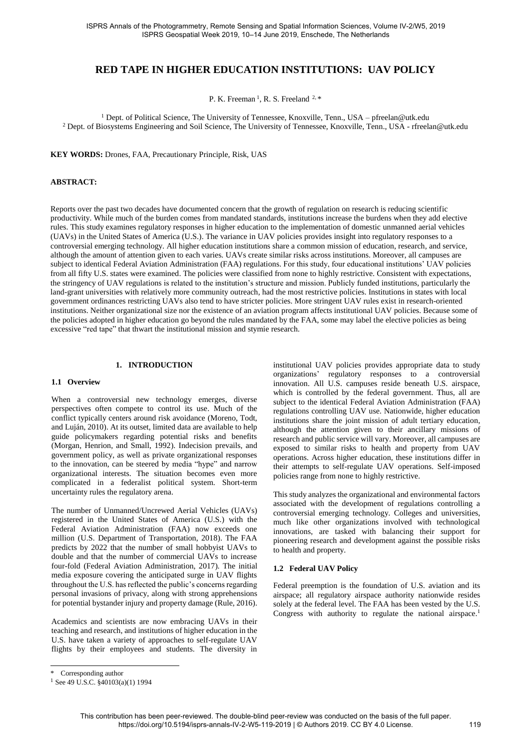# RED TAPE IN HIGHER EDUCATION INSTITUTIONS: UAV POLICY

P. K. Freeman [1], R. S. Freeland [2,*]

[1] Dept. of Political Science, The University of Tennessee, Knoxville, Tenn., USA – pfreelan@utk.edu
[2] Dept. of Biosystems Engineering and Soil Science, The University of Tennessee, Knoxville, Tenn., USA - rfreelan@utk.edu

**KEY WORDS:** Drones, FAA, Precautionary Principle, Risk, UAS

**ABSTRACT:**

Reports over the past two decades have documented concern that the growth of regulation on research is reducing scientific productivity. While much of the burden comes from mandated standards, institutions increase the burdens when they add elective rules. This study examines regulatory responses in higher education to the implementation of domestic unmanned aerial vehicles (UAVs) in the United States of America (U.S.). The variance in UAV policies provides insight into regulatory responses to a controversial emerging technology. All higher education institutions share a common mission of education, research, and service, although the amount of attention given to each varies. UAVs create similar risks across institutions. Moreover, all campuses are subject to identical Federal Aviation Administration (FAA) regulations. For this study, four educational institutions' UAV policies from all fifty U.S. states were examined. The policies were classified from none to highly restrictive. Consistent with expectations, the stringency of UAV regulations is related to the institution's structure and mission. Publicly funded institutions, particularly the land-grant universities with relatively more community outreach, had the most restrictive policies. Institutions in states with local government ordinances restricting UAVs also tend to have stricter policies. More stringent UAV rules exist in research-oriented institutions. Neither organizational size nor the existence of an aviation program affects institutional UAV policies. Because some of the policies adopted in higher education go beyond the rules mandated by the FAA, some may label the elective policies as being excessive "red tape" that thwart the institutional mission and stymie research.

## 1. INTRODUCTION

### 1.1 Overview

When a controversial new technology emerges, diverse perspectives often compete to control its use. Much of the conflict typically centers around risk avoidance (Moreno, Todt, and Luján, 2010). At its outset, limited data are available to help guide policymakers regarding potential risks and benefits (Morgan, Henrion, and Small, 1992). Indecision prevails, and government policy, as well as private organizational responses to the innovation, can be steered by media "hype" and narrow organizational interests. The situation becomes even more complicated in a federalist political system. Short-term uncertainty rules the regulatory arena.

The number of Unmanned/Uncrewed Aerial Vehicles (UAVs) registered in the United States of America (U.S.) with the Federal Aviation Administration (FAA) now exceeds one million (U.S. Department of Transportation, 2018). The FAA predicts by 2022 that the number of small hobbyist UAVs to double and that the number of commercial UAVs to increase four-fold (Federal Aviation Administration, 2017). The initial media exposure covering the anticipated surge in UAV flights throughout the U.S. has reflected the public's concerns regarding personal invasions of privacy, along with strong apprehensions for potential bystander injury and property damage (Rule, 2016).

Academics and scientists are now embracing UAVs in their teaching and research, and institutions of higher education in the U.S. have taken a variety of approaches to self-regulate UAV flights by their employees and students. The diversity in institutional UAV policies provides appropriate data to study organizations' regulatory responses to a controversial innovation. All U.S. campuses reside beneath U.S. airspace, which is controlled by the federal government. Thus, all are subject to the identical Federal Aviation Administration (FAA) regulations controlling UAV use. Nationwide, higher education institutions share the joint mission of adult tertiary education, although the attention given to their ancillary missions of research and public service will vary. Moreover, all campuses are exposed to similar risks to health and property from UAV operations. Across higher education, these institutions differ in their attempts to self-regulate UAV operations. Self-imposed policies range from none to highly restrictive.

This study analyzes the organizational and environmental factors associated with the development of regulations controlling a controversial emerging technology. Colleges and universities, much like other organizations involved with technological innovations, are tasked with balancing their support for pioneering research and development against the possible risks to health and property.

### 1.2 Federal UAV Policy

Federal preemption is the foundation of U.S. aviation and its airspace; all regulatory airspace authority nationwide resides solely at the federal level. The FAA has been vested by the U.S. Congress with authority to regulate the national airspace.[1]

---

* Corresponding author

[1] See 49 U.S.C. §40103(a)(1) 1994

This contribution has been peer-reviewed. The double-blind peer-review was conducted on the basis of the full paper.
https://doi.org/10.5194/isprs-annals-IV-2-W5-119-2019 | © Authors 2019. CC BY 4.0 License.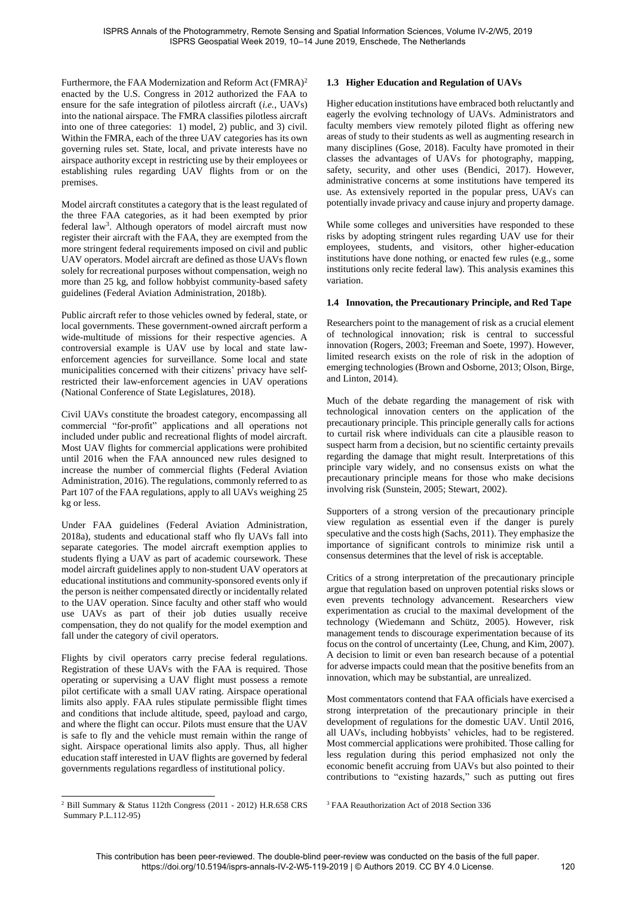Furthermore, the FAA Modernization and Reform Act (FMRA)[2] enacted by the U.S. Congress in 2012 authorized the FAA to ensure for the safe integration of pilotless aircraft (*i.e.*, UAVs) into the national airspace. The FMRA classifies pilotless aircraft into one of three categories: 1) model, 2) public, and 3) civil. Within the FMRA, each of the three UAV categories has its own governing rules set. State, local, and private interests have no airspace authority except in restricting use by their employees or establishing rules regarding UAV flights from or on the premises.

Model aircraft constitutes a category that is the least regulated of the three FAA categories, as it had been exempted by prior federal law[3]. Although operators of model aircraft must now register their aircraft with the FAA, they are exempted from the more stringent federal requirements imposed on civil and public UAV operators. Model aircraft are defined as those UAVs flown solely for recreational purposes without compensation, weigh no more than 25 kg, and follow hobbyist community-based safety guidelines (Federal Aviation Administration, 2018b).

Public aircraft refer to those vehicles owned by federal, state, or local governments. These government-owned aircraft perform a wide-multitude of missions for their respective agencies. A controversial example is UAV use by local and state law-enforcement agencies for surveillance. Some local and state municipalities concerned with their citizens' privacy have self-restricted their law-enforcement agencies in UAV operations (National Conference of State Legislatures, 2018).

Civil UAVs constitute the broadest category, encompassing all commercial "for-profit" applications and all operations not included under public and recreational flights of model aircraft. Most UAV flights for commercial applications were prohibited until 2016 when the FAA announced new rules designed to increase the number of commercial flights (Federal Aviation Administration, 2016). The regulations, commonly referred to as Part 107 of the FAA regulations, apply to all UAVs weighing 25 kg or less.

Under FAA guidelines (Federal Aviation Administration, 2018a), students and educational staff who fly UAVs fall into separate categories. The model aircraft exemption applies to students flying a UAV as part of academic coursework. These model aircraft guidelines apply to non-student UAV operators at educational institutions and community-sponsored events only if the person is neither compensated directly or incidentally related to the UAV operation. Since faculty and other staff who would use UAVs as part of their job duties usually receive compensation, they do not qualify for the model exemption and fall under the category of civil operators.

Flights by civil operators carry precise federal regulations. Registration of these UAVs with the FAA is required. Those operating or supervising a UAV flight must possess a remote pilot certificate with a small UAV rating. Airspace operational limits also apply. FAA rules stipulate permissible flight times and conditions that include altitude, speed, payload and cargo, and where the flight can occur. Pilots must ensure that the UAV is safe to fly and the vehicle must remain within the range of sight. Airspace operational limits also apply. Thus, all higher education staff interested in UAV flights are governed by federal governments regulations regardless of institutional policy.

### 1.3 Higher Education and Regulation of UAVs

Higher education institutions have embraced both reluctantly and eagerly the evolving technology of UAVs. Administrators and faculty members view remotely piloted flight as offering new areas of study to their students as well as augmenting research in many disciplines (Gose, 2018). Faculty have promoted in their classes the advantages of UAVs for photography, mapping, safety, security, and other uses (Bendici, 2017). However, administrative concerns at some institutions have tempered its use. As extensively reported in the popular press, UAVs can potentially invade privacy and cause injury and property damage.

While some colleges and universities have responded to these risks by adopting stringent rules regarding UAV use for their employees, students, and visitors, other higher-education institutions have done nothing, or enacted few rules (e.g., some institutions only recite federal law). This analysis examines this variation.

### 1.4 Innovation, the Precautionary Principle, and Red Tape

Researchers point to the management of risk as a crucial element of technological innovation; risk is central to successful innovation (Rogers, 2003; Freeman and Soete, 1997). However, limited research exists on the role of risk in the adoption of emerging technologies (Brown and Osborne, 2013; Olson, Birge, and Linton, 2014).

Much of the debate regarding the management of risk with technological innovation centers on the application of the precautionary principle. This principle generally calls for actions to curtail risk where individuals can cite a plausible reason to suspect harm from a decision, but no scientific certainty prevails regarding the damage that might result. Interpretations of this principle vary widely, and no consensus exists on what the precautionary principle means for those who make decisions involving risk (Sunstein, 2005; Stewart, 2002).

Supporters of a strong version of the precautionary principle view regulation as essential even if the danger is purely speculative and the costs high (Sachs, 2011). They emphasize the importance of significant controls to minimize risk until a consensus determines that the level of risk is acceptable.

Critics of a strong interpretation of the precautionary principle argue that regulation based on unproven potential risks slows or even prevents technology advancement. Researchers view experimentation as crucial to the maximal development of the technology (Wiedemann and Schütz, 2005). However, risk management tends to discourage experimentation because of its focus on the control of uncertainty (Lee, Chung, and Kim, 2007). A decision to limit or even ban research because of a potential for adverse impacts could mean that the positive benefits from an innovation, which may be substantial, are unrealized.

Most commentators contend that FAA officials have exercised a strong interpretation of the precautionary principle in their development of regulations for the domestic UAV. Until 2016, all UAVs, including hobbyists' vehicles, had to be registered. Most commercial applications were prohibited. Those calling for less regulation during this period emphasized not only the economic benefit accruing from UAVs but also pointed to their contributions to "existing hazards," such as putting out fires

---

[2] Bill Summary & Status 112th Congress (2011 - 2012) H.R.658 CRS Summary P.L.112-95)

[3] FAA Reauthorization Act of 2018 Section 336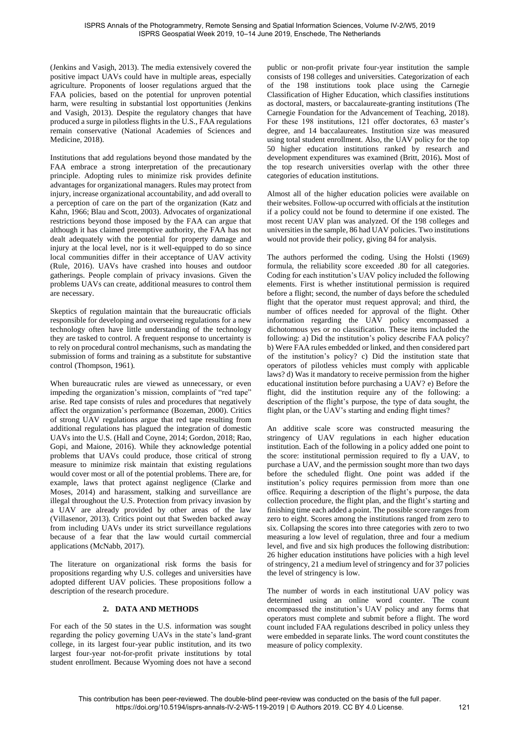(Jenkins and Vasigh, 2013). The media extensively covered the positive impact UAVs could have in multiple areas, especially agriculture. Proponents of looser regulations argued that the FAA policies, based on the potential for unproven potential harm, were resulting in substantial lost opportunities (Jenkins and Vasigh, 2013). Despite the regulatory changes that have produced a surge in pilotless flights in the U.S., FAA regulations remain conservative (National Academies of Sciences and Medicine, 2018).

Institutions that add regulations beyond those mandated by the FAA embrace a strong interpretation of the precautionary principle. Adopting rules to minimize risk provides definite advantages for organizational managers. Rules may protect from injury, increase organizational accountability, and add overall to a perception of care on the part of the organization (Katz and Kahn, 1966; Blau and Scott, 2003). Advocates of organizational restrictions beyond those imposed by the FAA can argue that although it has claimed preemptive authority, the FAA has not dealt adequately with the potential for property damage and injury at the local level, nor is it well-equipped to do so since local communities differ in their acceptance of UAV activity (Rule, 2016). UAVs have crashed into houses and outdoor gatherings. People complain of privacy invasions. Given the problems UAVs can create, additional measures to control them are necessary.

Skeptics of regulation maintain that the bureaucratic officials responsible for developing and overseeing regulations for a new technology often have little understanding of the technology they are tasked to control. A frequent response to uncertainty is to rely on procedural control mechanisms, such as mandating the submission of forms and training as a substitute for substantive control (Thompson, 1961).

When bureaucratic rules are viewed as unnecessary, or even impeding the organization's mission, complaints of "red tape" arise. Red tape consists of rules and procedures that negatively affect the organization's performance (Bozeman, 2000). Critics of strong UAV regulations argue that red tape resulting from additional regulations has plagued the integration of domestic UAVs into the U.S. (Hall and Coyne, 2014; Gordon, 2018; Rao, Gopi, and Maione, 2016). While they acknowledge potential problems that UAVs could produce, those critical of strong measure to minimize risk maintain that existing regulations would cover most or all of the potential problems. There are, for example, laws that protect against negligence (Clarke and Moses, 2014) and harassment, stalking and surveillance are illegal throughout the U.S. Protection from privacy invasion by a UAV are already provided by other areas of the law (Villasenor, 2013). Critics point out that Sweden backed away from including UAVs under its strict surveillance regulations because of a fear that the law would curtail commercial applications (McNabb, 2017).

The literature on organizational risk forms the basis for propositions regarding why U.S. colleges and universities have adopted different UAV policies. These propositions follow a description of the research procedure.

## 2. DATA AND METHODS

For each of the 50 states in the U.S. information was sought regarding the policy governing UAVs in the state's land-grant college, in its largest four-year public institution, and its two largest four-year not-for-profit private institutions by total student enrollment. Because Wyoming does not have a second public or non-profit private four-year institution the sample consists of 198 colleges and universities. Categorization of each of the 198 institutions took place using the Carnegie Classification of Higher Education, which classifies institutions as doctoral, masters, or baccalaureate-granting institutions (The Carnegie Foundation for the Advancement of Teaching, 2018). For these 198 institutions, 121 offer doctorates, 63 master's degree, and 14 baccalaureates. Institution size was measured using total student enrollment. Also, the UAV policy for the top 50 higher education institutions ranked by research and development expenditures was examined (Britt, 2016). Most of the top research universities overlap with the other three categories of education institutions.

Almost all of the higher education policies were available on their websites. Follow-up occurred with officials at the institution if a policy could not be found to determine if one existed. The most recent UAV plan was analyzed. Of the 198 colleges and universities in the sample, 86 had UAV policies. Two institutions would not provide their policy, giving 84 for analysis.

The authors performed the coding. Using the Holsti (1969) formula, the reliability score exceeded .80 for all categories. Coding for each institution's UAV policy included the following elements. First is whether institutional permission is required before a flight; second, the number of days before the scheduled flight that the operator must request approval; and third, the number of offices needed for approval of the flight. Other information regarding the UAV policy encompassed a dichotomous yes or no classification. These items included the following: a) Did the institution's policy describe FAA policy? b) Were FAA rules embedded or linked, and then considered part of the institution's policy? c) Did the institution state that operators of pilotless vehicles must comply with applicable laws? d) Was it mandatory to receive permission from the higher educational institution before purchasing a UAV? e) Before the flight, did the institution require any of the following: a description of the flight's purpose, the type of data sought, the flight plan, or the UAV's starting and ending flight times?

An additive scale score was constructed measuring the stringency of UAV regulations in each higher education institution. Each of the following in a policy added one point to the score: institutional permission required to fly a UAV, to purchase a UAV, and the permission sought more than two days before the scheduled flight. One point was added if the institution's policy requires permission from more than one office. Requiring a description of the flight's purpose, the data collection procedure, the flight plan, and the flight's starting and finishing time each added a point. The possible score ranges from zero to eight. Scores among the institutions ranged from zero to six. Collapsing the scores into three categories with zero to two measuring a low level of regulation, three and four a medium level, and five and six high produces the following distribution: 26 higher education institutions have policies with a high level of stringency, 21 a medium level of stringency and for 37 policies the level of stringency is low.

The number of words in each institutional UAV policy was determined using an online word counter. The count encompassed the institution's UAV policy and any forms that operators must complete and submit before a flight. The word count included FAA regulations described in policy unless they were embedded in separate links. The word count constitutes the measure of policy complexity.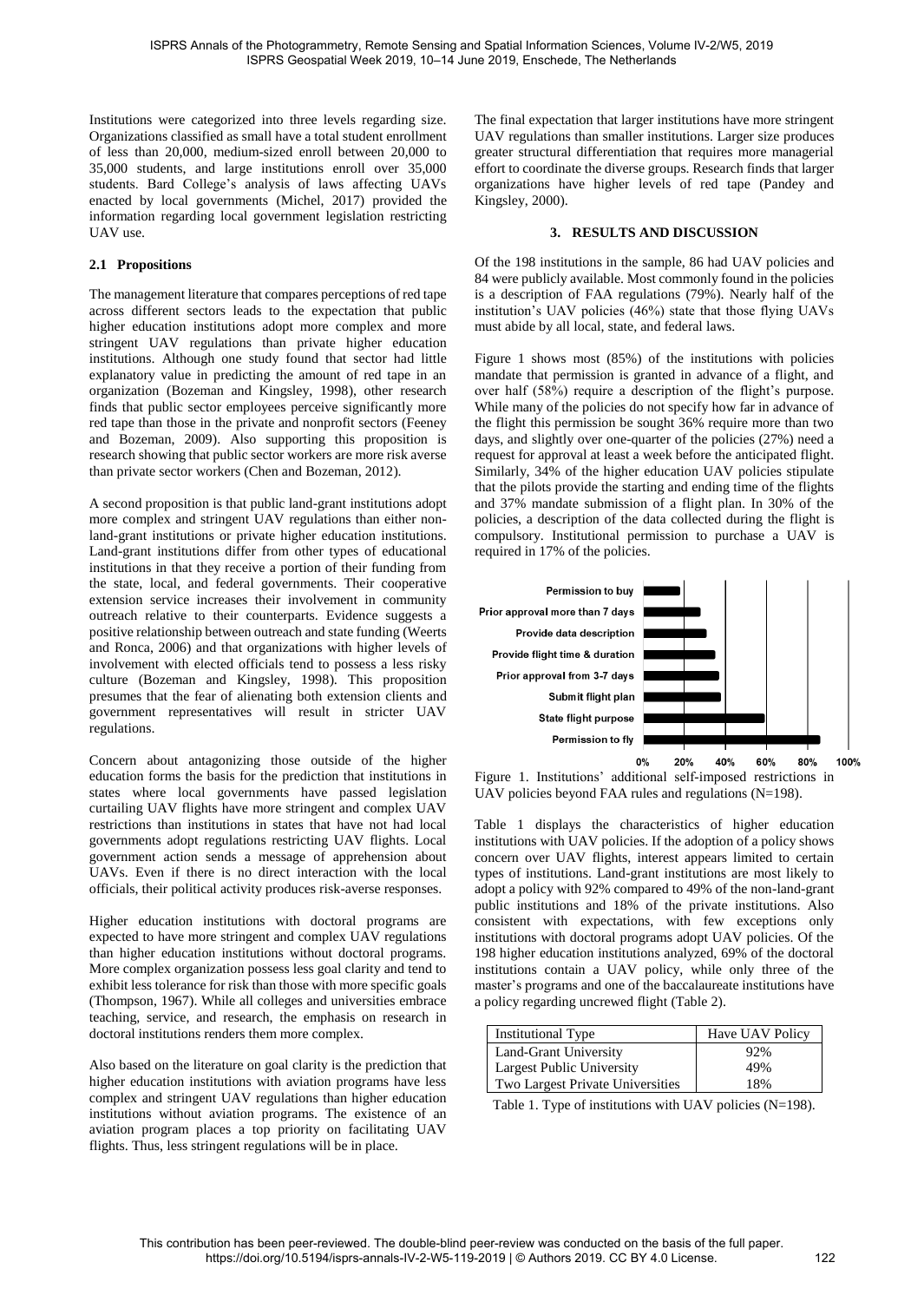Institutions were categorized into three levels regarding size. Organizations classified as small have a total student enrollment of less than 20,000, medium-sized enroll between 20,000 to 35,000 students, and large institutions enroll over 35,000 students. Bard College's analysis of laws affecting UAVs enacted by local governments (Michel, 2017) provided the information regarding local government legislation restricting UAV use.

## 2.1 Propositions

The management literature that compares perceptions of red tape across different sectors leads to the expectation that public higher education institutions adopt more complex and more stringent UAV regulations than private higher education institutions. Although one study found that sector had little explanatory value in predicting the amount of red tape in an organization (Bozeman and Kingsley, 1998), other research finds that public sector employees perceive significantly more red tape than those in the private and nonprofit sectors (Feeney and Bozeman, 2009). Also supporting this proposition is research showing that public sector workers are more risk averse than private sector workers (Chen and Bozeman, 2012).

A second proposition is that public land-grant institutions adopt more complex and stringent UAV regulations than either non-land-grant institutions or private higher education institutions. Land-grant institutions differ from other types of educational institutions in that they receive a portion of their funding from the state, local, and federal governments. Their cooperative extension service increases their involvement in community outreach relative to their counterparts. Evidence suggests a positive relationship between outreach and state funding (Weerts and Ronca, 2006) and that organizations with higher levels of involvement with elected officials tend to possess a less risky culture (Bozeman and Kingsley, 1998). This proposition presumes that the fear of alienating both extension clients and government representatives will result in stricter UAV regulations.

Concern about antagonizing those outside of the higher education forms the basis for the prediction that institutions in states where local governments have passed legislation curtailing UAV flights have more stringent and complex UAV restrictions than institutions in states that have not had local governments adopt regulations restricting UAV flights. Local government action sends a message of apprehension about UAVs. Even if there is no direct interaction with the local officials, their political activity produces risk-averse responses.

Higher education institutions with doctoral programs are expected to have more stringent and complex UAV regulations than higher education institutions without doctoral programs. More complex organization possess less goal clarity and tend to exhibit less tolerance for risk than those with more specific goals (Thompson, 1967). While all colleges and universities embrace teaching, service, and research, the emphasis on research in doctoral institutions renders them more complex.

Also based on the literature on goal clarity is the prediction that higher education institutions with aviation programs have less complex and stringent UAV regulations than higher education institutions without aviation programs. The existence of an aviation program places a top priority on facilitating UAV flights. Thus, less stringent regulations will be in place.

The final expectation that larger institutions have more stringent UAV regulations than smaller institutions. Larger size produces greater structural differentiation that requires more managerial effort to coordinate the diverse groups. Research finds that larger organizations have higher levels of red tape (Pandey and Kingsley, 2000).

# 3. RESULTS AND DISCUSSION

Of the 198 institutions in the sample, 86 had UAV policies and 84 were publicly available. Most commonly found in the policies is a description of FAA regulations (79%). Nearly half of the institution's UAV policies (46%) state that those flying UAVs must abide by all local, state, and federal laws.

Figure 1 shows most (85%) of the institutions with policies mandate that permission is granted in advance of a flight, and over half (58%) require a description of the flight's purpose. While many of the policies do not specify how far in advance of the flight this permission be sought 36% require more than two days, and slightly over one-quarter of the policies (27%) need a request for approval at least a week before the anticipated flight. Similarly, 34% of the higher education UAV policies stipulate that the pilots provide the starting and ending time of the flights and 37% mandate submission of a flight plan. In 30% of the policies, a description of the data collected during the flight is compulsory. Institutional permission to purchase a UAV is required in 17% of the policies.

Figure 1. Institutions' additional self-imposed restrictions in UAV policies beyond FAA rules and regulations (N=198).

Table 1 displays the characteristics of higher education institutions with UAV policies. If the adoption of a policy shows concern over UAV flights, interest appears limited to certain types of institutions. Land-grant institutions are most likely to adopt a policy with 92% compared to 49% of the non-land-grant public institutions and 18% of the private institutions. Also consistent with expectations, with few exceptions only institutions with doctoral programs adopt UAV policies. Of the 198 higher education institutions analyzed, 69% of the doctoral institutions contain a UAV policy, while only three of the master's programs and one of the baccalaureate institutions have a policy regarding uncrewed flight (Table 2).

| Institutional Type | Have UAV Policy |
|---|---|
| Land-Grant University | 92% |
| Largest Public University | 49% |
| Two Largest Private Universities | 18% |

Table 1. Type of institutions with UAV policies (N=198).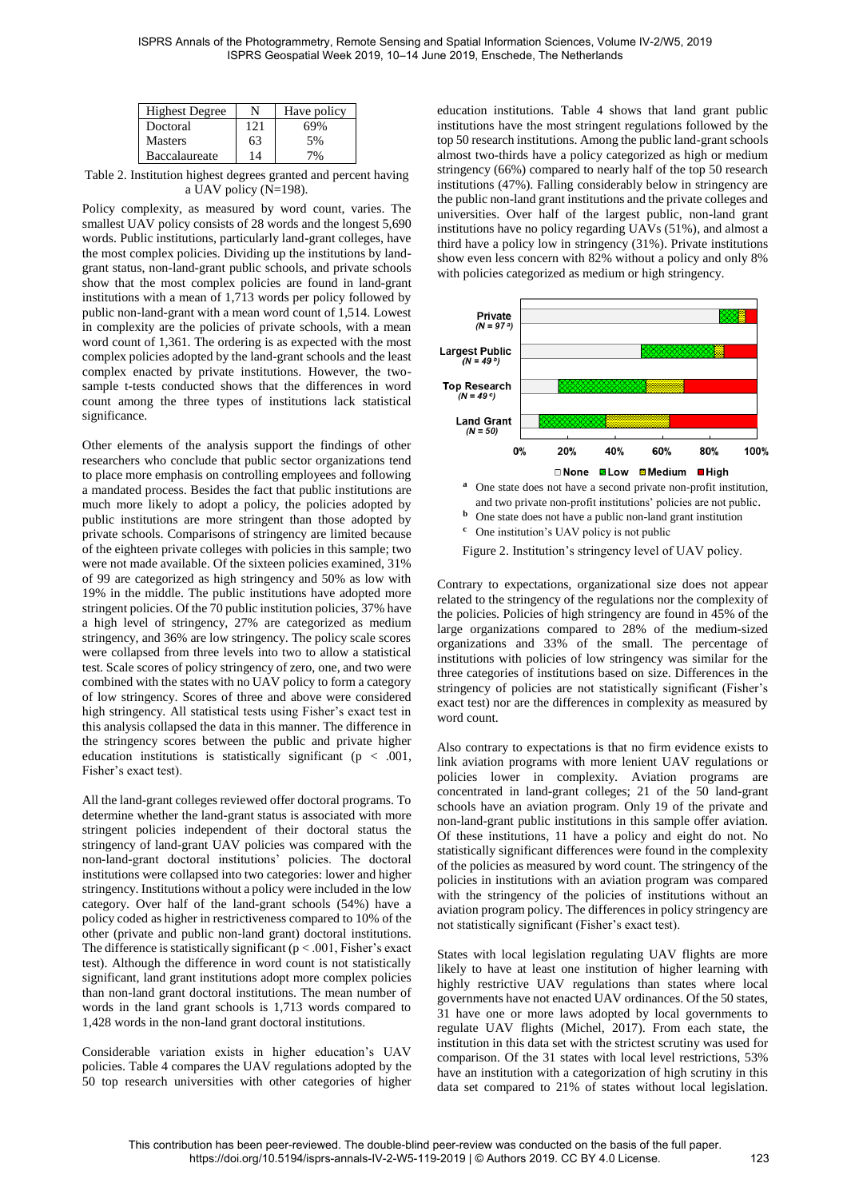| Highest Degree | N | Have policy |
|---|---|---|
| Doctoral | 121 | 69% |
| Masters | 63 | 5% |
| Baccalaureate | 14 | 7% |

Table 2. Institution highest degrees granted and percent having a UAV policy (N=198).

Policy complexity, as measured by word count, varies. The smallest UAV policy consists of 28 words and the longest 5,690 words. Public institutions, particularly land-grant colleges, have the most complex policies. Dividing up the institutions by land-grant status, non-land-grant public schools, and private schools show that the most complex policies are found in land-grant institutions with a mean of 1,713 words per policy followed by public non-land-grant with a mean word count of 1,514. Lowest in complexity are the policies of private schools, with a mean word count of 1,361. The ordering is as expected with the most complex policies adopted by the land-grant schools and the least complex enacted by private institutions. However, the two-sample t-tests conducted shows that the differences in word count among the three types of institutions lack statistical significance.

Other elements of the analysis support the findings of other researchers who conclude that public sector organizations tend to place more emphasis on controlling employees and following a mandated process. Besides the fact that public institutions are much more likely to adopt a policy, the policies adopted by public institutions are more stringent than those adopted by private schools. Comparisons of stringency are limited because of the eighteen private colleges with policies in this sample; two were not made available. Of the sixteen policies examined, 31% of 99 are categorized as high stringency and 50% as low with 19% in the middle. The public institutions have adopted more stringent policies. Of the 70 public institution policies, 37% have a high level of stringency, 27% are categorized as medium stringency, and 36% are low stringency. The policy scale scores were collapsed from three levels into two to allow a statistical test. Scale scores of policy stringency of zero, one, and two were combined with the states with no UAV policy to form a category of low stringency. Scores of three and above were considered high stringency. All statistical tests using Fisher's exact test in this analysis collapsed the data in this manner. The difference in the stringency scores between the public and private higher education institutions is statistically significant ($p < .001$, Fisher's exact test).

All the land-grant colleges reviewed offer doctoral programs. To determine whether the land-grant status is associated with more stringent policies independent of their doctoral status the stringency of land-grant UAV policies was compared with the non-land-grant doctoral institutions' policies. The doctoral institutions were collapsed into two categories: lower and higher stringency. Institutions without a policy were included in the low category. Over half of the land-grant schools (54%) have a policy coded as higher in restrictiveness compared to 10% of the other (private and public non-land grant) doctoral institutions. The difference is statistically significant ($p < .001$, Fisher's exact test). Although the difference in word count is not statistically significant, land grant institutions adopt more complex policies than non-land grant doctoral institutions. The mean number of words in the land grant schools is 1,713 words compared to 1,428 words in the non-land grant doctoral institutions.

Considerable variation exists in higher education's UAV policies. Table 4 compares the UAV regulations adopted by the 50 top research universities with other categories of higher education institutions. Table 4 shows that land grant public institutions have the most stringent regulations followed by the top 50 research institutions. Among the public land-grant schools almost two-thirds have a policy categorized as high or medium stringency (66%) compared to nearly half of the top 50 research institutions (47%). Falling considerably below in stringency are the public non-land grant institutions and the private colleges and universities. Over half of the largest public, non-land grant institutions have no policy regarding UAVs (51%), and almost a third have a policy low in stringency (31%). Private institutions show even less concern with 82% without a policy and only 8% with policies categorized as medium or high stringency.

[a] One state does not have a second private non-profit institution, and two private non-profit institutions' policies are not public.

[b] One state does not have a public non-land grant institution

[c] One institution's UAV policy is not public

Figure 2. Institution's stringency level of UAV policy.

Contrary to expectations, organizational size does not appear related to the stringency of the regulations nor the complexity of the policies. Policies of high stringency are found in 45% of the large organizations compared to 28% of the medium-sized organizations and 33% of the small. The percentage of institutions with policies of low stringency was similar for the three categories of institutions based on size. Differences in the stringency of policies are not statistically significant (Fisher's exact test) nor are the differences in complexity as measured by word count.

Also contrary to expectations is that no firm evidence exists to link aviation programs with more lenient UAV regulations or policies lower in complexity. Aviation programs are concentrated in land-grant colleges; 21 of the 50 land-grant schools have an aviation program. Only 19 of the private and non-land-grant public institutions in this sample offer aviation. Of these institutions, 11 have a policy and eight do not. No statistically significant differences were found in the complexity of the policies as measured by word count. The stringency of the policies in institutions with an aviation program was compared with the stringency of the policies of institutions without an aviation program policy. The differences in policy stringency are not statistically significant (Fisher's exact test).

States with local legislation regulating UAV flights are more likely to have at least one institution of higher learning with highly restrictive UAV regulations than states where local governments have not enacted UAV ordinances. Of the 50 states, 31 have one or more laws adopted by local governments to regulate UAV flights (Michel, 2017). From each state, the institution in this data set with the strictest scrutiny was used for comparison. Of the 31 states with local level restrictions, 53% have an institution with a categorization of high scrutiny in this data set compared to 21% of states without local legislation.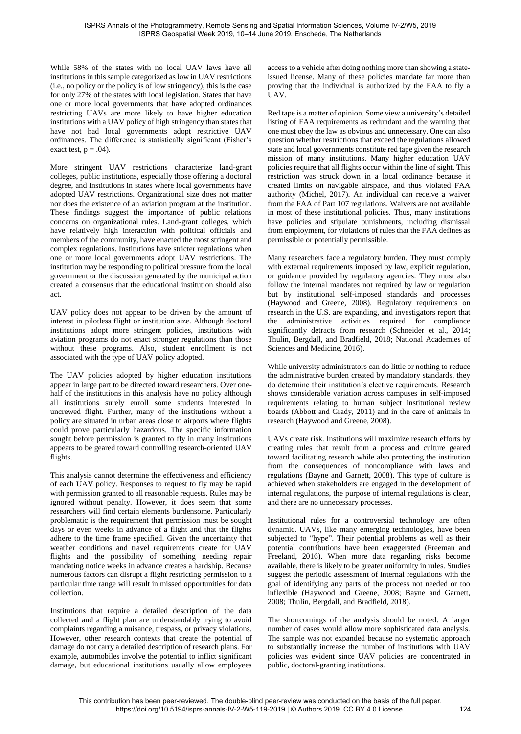While 58% of the states with no local UAV laws have all institutions in this sample categorized as low in UAV restrictions (i.e., no policy or the policy is of low stringency), this is the case for only 27% of the states with local legislation. States that have one or more local governments that have adopted ordinances restricting UAVs are more likely to have higher education institutions with a UAV policy of high stringency than states that have not had local governments adopt restrictive UAV ordinances. The difference is statistically significant (Fisher's exact test, $p = .04$).

More stringent UAV restrictions characterize land-grant colleges, public institutions, especially those offering a doctoral degree, and institutions in states where local governments have adopted UAV restrictions. Organizational size does not matter nor does the existence of an aviation program at the institution. These findings suggest the importance of public relations concerns on organizational rules. Land-grant colleges, which have relatively high interaction with political officials and members of the community, have enacted the most stringent and complex regulations. Institutions have stricter regulations when one or more local governments adopt UAV restrictions. The institution may be responding to political pressure from the local government or the discussion generated by the municipal action created a consensus that the educational institution should also act.

UAV policy does not appear to be driven by the amount of interest in pilotless flight or institution size. Although doctoral institutions adopt more stringent policies, institutions with aviation programs do not enact stronger regulations than those without these programs. Also, student enrollment is not associated with the type of UAV policy adopted.

The UAV policies adopted by higher education institutions appear in large part to be directed toward researchers. Over one-half of the institutions in this analysis have no policy although all institutions surely enroll some students interested in uncrewed flight. Further, many of the institutions without a policy are situated in urban areas close to airports where flights could prove particularly hazardous. The specific information sought before permission is granted to fly in many institutions appears to be geared toward controlling research-oriented UAV flights.

This analysis cannot determine the effectiveness and efficiency of each UAV policy. Responses to request to fly may be rapid with permission granted to all reasonable requests. Rules may be ignored without penalty. However, it does seem that some researchers will find certain elements burdensome. Particularly problematic is the requirement that permission must be sought days or even weeks in advance of a flight and that the flights adhere to the time frame specified. Given the uncertainty that weather conditions and travel requirements create for UAV flights and the possibility of something needing repair mandating notice weeks in advance creates a hardship. Because numerous factors can disrupt a flight restricting permission to a particular time range will result in missed opportunities for data collection.

Institutions that require a detailed description of the data collected and a flight plan are understandably trying to avoid complaints regarding a nuisance, trespass, or privacy violations. However, other research contexts that create the potential of damage do not carry a detailed description of research plans. For example, automobiles involve the potential to inflict significant damage, but educational institutions usually allow employees access to a vehicle after doing nothing more than showing a state-issued license. Many of these policies mandate far more than proving that the individual is authorized by the FAA to fly a UAV.

Red tape is a matter of opinion. Some view a university's detailed listing of FAA requirements as redundant and the warning that one must obey the law as obvious and unnecessary. One can also question whether restrictions that exceed the regulations allowed state and local governments constitute red tape given the research mission of many institutions. Many higher education UAV policies require that all flights occur within the line of sight. This restriction was struck down in a local ordinance because it created limits on navigable airspace, and thus violated FAA authority (Michel, 2017). An individual can receive a waiver from the FAA of Part 107 regulations. Waivers are not available in most of these institutional policies. Thus, many institutions have policies and stipulate punishments, including dismissal from employment, for violations of rules that the FAA defines as permissible or potentially permissible.

Many researchers face a regulatory burden. They must comply with external requirements imposed by law, explicit regulation, or guidance provided by regulatory agencies. They must also follow the internal mandates not required by law or regulation but by institutional self-imposed standards and processes (Haywood and Greene, 2008). Regulatory requirements on research in the U.S. are expanding, and investigators report that the administrative activities required for compliance significantly detracts from research (Schneider et al., 2014; Thulin, Bergdall, and Bradfield, 2018; National Academies of Sciences and Medicine, 2016).

While university administrators can do little or nothing to reduce the administrative burden created by mandatory standards, they do determine their institution's elective requirements. Research shows considerable variation across campuses in self-imposed requirements relating to human subject institutional review boards (Abbott and Grady, 2011) and in the care of animals in research (Haywood and Greene, 2008).

UAVs create risk. Institutions will maximize research efforts by creating rules that result from a process and culture geared toward facilitating research while also protecting the institution from the consequences of noncompliance with laws and regulations (Bayne and Garnett, 2008). This type of culture is achieved when stakeholders are engaged in the development of internal regulations, the purpose of internal regulations is clear, and there are no unnecessary processes.

Institutional rules for a controversial technology are often dynamic. UAVs, like many emerging technologies, have been subjected to "hype". Their potential problems as well as their potential contributions have been exaggerated (Freeman and Freeland, 2016). When more data regarding risks become available, there is likely to be greater uniformity in rules. Studies suggest the periodic assessment of internal regulations with the goal of identifying any parts of the process not needed or too inflexible (Haywood and Greene, 2008; Bayne and Garnett, 2008; Thulin, Bergdall, and Bradfield, 2018).

The shortcomings of the analysis should be noted. A larger number of cases would allow more sophisticated data analysis. The sample was not expanded because no systematic approach to substantially increase the number of institutions with UAV policies was evident since UAV policies are concentrated in public, doctoral-granting institutions.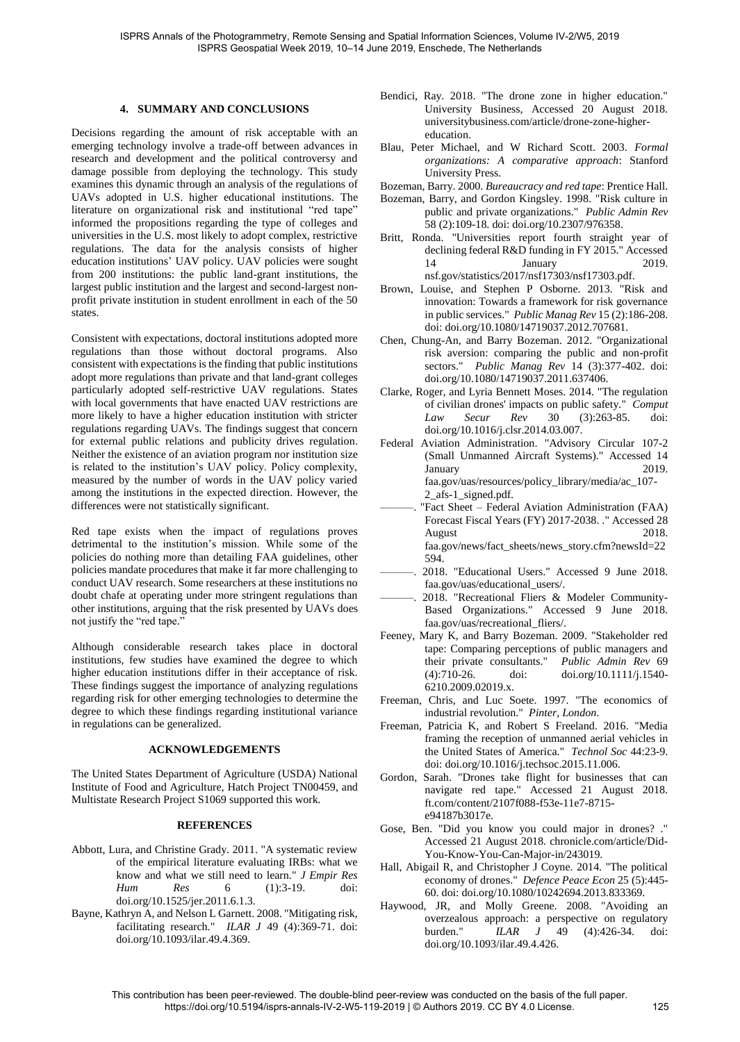## 4. SUMMARY AND CONCLUSIONS

Decisions regarding the amount of risk acceptable with an emerging technology involve a trade-off between advances in research and development and the political controversy and damage possible from deploying the technology. This study examines this dynamic through an analysis of the regulations of UAVs adopted in U.S. higher educational institutions. The literature on organizational risk and institutional "red tape" informed the propositions regarding the type of colleges and universities in the U.S. most likely to adopt complex, restrictive regulations. The data for the analysis consists of higher education institutions' UAV policy. UAV policies were sought from 200 institutions: the public land-grant institutions, the largest public institution and the largest and second-largest non-profit private institution in student enrollment in each of the 50 states.

Consistent with expectations, doctoral institutions adopted more regulations than those without doctoral programs. Also consistent with expectations is the finding that public institutions adopt more regulations than private and that land-grant colleges particularly adopted self-restrictive UAV regulations. States with local governments that have enacted UAV restrictions are more likely to have a higher education institution with stricter regulations regarding UAVs. The findings suggest that concern for external public relations and publicity drives regulation. Neither the existence of an aviation program nor institution size is related to the institution's UAV policy. Policy complexity, measured by the number of words in the UAV policy varied among the institutions in the expected direction. However, the differences were not statistically significant.

Red tape exists when the impact of regulations proves detrimental to the institution's mission. While some of the policies do nothing more than detailing FAA guidelines, other policies mandate procedures that make it far more challenging to conduct UAV research. Some researchers at these institutions no doubt chafe at operating under more stringent regulations than other institutions, arguing that the risk presented by UAVs does not justify the "red tape."

Although considerable research takes place in doctoral institutions, few studies have examined the degree to which higher education institutions differ in their acceptance of risk. These findings suggest the importance of analyzing regulations regarding risk for other emerging technologies to determine the degree to which these findings regarding institutional variance in regulations can be generalized.

## ACKNOWLEDGEMENTS

The United States Department of Agriculture (USDA) National Institute of Food and Agriculture, Hatch Project TN00459, and Multistate Research Project S1069 supported this work.

## REFERENCES

Abbott, Lura, and Christine Grady. 2011. "A systematic review of the empirical literature evaluating IRBs: what we know and what we still need to learn." *J Empir Res Hum Res* 6 (1):3-19. doi: doi.org/10.1525/jer.2011.6.1.3.

Bayne, Kathryn A, and Nelson L Garnett. 2008. "Mitigating risk, facilitating research." *ILAR J* 49 (4):369-71. doi: doi.org/10.1093/ilar.49.4.369.

Bendici, Ray. 2018. "The drone zone in higher education." University Business, Accessed 20 August 2018. universitybusiness.com/article/drone-zone-higher-education.

Blau, Peter Michael, and W Richard Scott. 2003. *Formal organizations: A comparative approach*: Stanford University Press.

Bozeman, Barry. 2000. *Bureaucracy and red tape*: Prentice Hall.

Bozeman, Barry, and Gordon Kingsley. 1998. "Risk culture in public and private organizations." *Public Admin Rev* 58 (2):109-18. doi: doi.org/10.2307/976358.

Britt, Ronda. "Universities report fourth straight year of declining federal R&D funding in FY 2015." Accessed 14 January 2019. nsf.gov/statistics/2017/nsf17303/nsf17303.pdf.

Brown, Louise, and Stephen P Osborne. 2013. "Risk and innovation: Towards a framework for risk governance in public services." *Public Manag Rev* 15 (2):186-208. doi: doi.org/10.1080/14719037.2012.707681.

Chen, Chung-An, and Barry Bozeman. 2012. "Organizational risk aversion: comparing the public and non-profit sectors." *Public Manag Rev* 14 (3):377-402. doi: doi.org/10.1080/14719037.2011.637406.

Clarke, Roger, and Lyria Bennett Moses. 2014. "The regulation of civilian drones' impacts on public safety." *Comput Law Secur Rev* 30 (3):263-85. doi: doi.org/10.1016/j.clsr.2014.03.007.

Federal Aviation Administration. "Advisory Circular 107-2 (Small Unmanned Aircraft Systems)." Accessed 14 January 2019. faa.gov/uas/resources/policy_library/media/ac_107-2_afs-1_signed.pdf.

———. "Fact Sheet – Federal Aviation Administration (FAA) Forecast Fiscal Years (FY) 2017-2038. ." Accessed 28 August 2018. faa.gov/news/fact_sheets/news_story.cfm?newsId=22594.

———. 2018. "Educational Users." Accessed 9 June 2018. faa.gov/uas/educational_users/.

———. 2018. "Recreational Fliers & Modeler Community-Based Organizations." Accessed 9 June 2018. faa.gov/uas/recreational_fliers/.

Feeney, Mary K, and Barry Bozeman. 2009. "Stakeholder red tape: Comparing perceptions of public managers and their private consultants." *Public Admin Rev* 69 (4):710-26. doi: doi.org/10.1111/j.1540-6210.2009.02019.x.

Freeman, Chris, and Luc Soete. 1997. "The economics of industrial revolution." *Pinter, London*.

Freeman, Patricia K, and Robert S Freeland. 2016. "Media framing the reception of unmanned aerial vehicles in the United States of America." *Technol Soc* 44:23-9. doi: doi.org/10.1016/j.techsoc.2015.11.006.

Gordon, Sarah. "Drones take flight for businesses that can navigate red tape." Accessed 21 August 2018. ft.com/content/2107f088-f53e-11e7-8715-e94187b3017e.

Gose, Ben. "Did you know you could major in drones? ." Accessed 21 August 2018. chronicle.com/article/Did-You-Know-You-Can-Major-in/243019.

Hall, Abigail R, and Christopher J Coyne. 2014. "The political economy of drones." *Defence Peace Econ* 25 (5):445-60. doi: doi.org/10.1080/10242694.2013.833369.

Haywood, JR, and Molly Greene. 2008. "Avoiding an overzealous approach: a perspective on regulatory burden." *ILAR J* 49 (4):426-34. doi: doi.org/10.1093/ilar.49.4.426.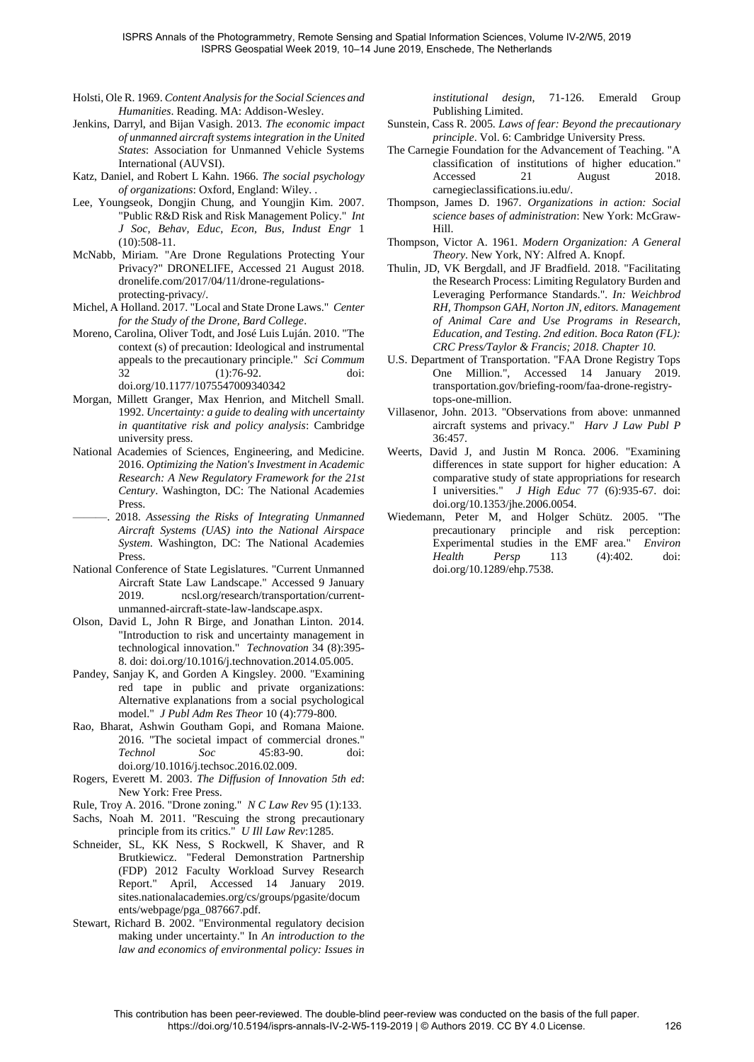Holsti, Ole R. 1969. *Content Analysis for the Social Sciences and Humanities*. Reading. MA: Addison-Wesley.

Jenkins, Darryl, and Bijan Vasigh. 2013. *The economic impact of unmanned aircraft systems integration in the United States*: Association for Unmanned Vehicle Systems International (AUVSI).

Katz, Daniel, and Robert L Kahn. 1966. *The social psychology of organizations*: Oxford, England: Wiley. .

Lee, Youngseok, Dongjin Chung, and Youngjin Kim. 2007. "Public R&D Risk and Risk Management Policy." *Int J Soc, Behav, Educ, Econ, Bus, Indust Engr* 1 (10):508-11.

McNabb, Miriam. "Are Drone Regulations Protecting Your Privacy?" DRONELIFE, Accessed 21 August 2018. dronelife.com/2017/04/11/drone-regulations-protecting-privacy/.

Michel, A Holland. 2017. "Local and State Drone Laws." *Center for the Study of the Drone, Bard College*.

Moreno, Carolina, Oliver Todt, and José Luis Luján. 2010. "The context (s) of precaution: Ideological and instrumental appeals to the precautionary principle." *Sci Commum* 32 (1):76-92. doi: doi.org/10.1177/1075547009340342

Morgan, Millett Granger, Max Henrion, and Mitchell Small. 1992. *Uncertainty: a guide to dealing with uncertainty in quantitative risk and policy analysis*: Cambridge university press.

National Academies of Sciences, Engineering, and Medicine. 2016. *Optimizing the Nation's Investment in Academic Research: A New Regulatory Framework for the 21st Century*. Washington, DC: The National Academies Press.

———. 2018. *Assessing the Risks of Integrating Unmanned Aircraft Systems (UAS) into the National Airspace System*. Washington, DC: The National Academies Press.

National Conference of State Legislatures. "Current Unmanned Aircraft State Law Landscape." Accessed 9 January 2019. ncsl.org/research/transportation/current-unmanned-aircraft-state-law-landscape.aspx.

Olson, David L, John R Birge, and Jonathan Linton. 2014. "Introduction to risk and uncertainty management in technological innovation." *Technovation* 34 (8):395-8. doi: doi.org/10.1016/j.technovation.2014.05.005.

Pandey, Sanjay K, and Gorden A Kingsley. 2000. "Examining red tape in public and private organizations: Alternative explanations from a social psychological model." *J Publ Adm Res Theor* 10 (4):779-800.

Rao, Bharat, Ashwin Goutham Gopi, and Romana Maione. 2016. "The societal impact of commercial drones." *Technol Soc* 45:83-90. doi: doi.org/10.1016/j.techsoc.2016.02.009.

Rogers, Everett M. 2003. *The Diffusion of Innovation 5th ed*: New York: Free Press.

Rule, Troy A. 2016. "Drone zoning." *N C Law Rev* 95 (1):133.

Sachs, Noah M. 2011. "Rescuing the strong precautionary principle from its critics." *U Ill Law Rev*:1285.

Schneider, SL, KK Ness, S Rockwell, K Shaver, and R Brutkiewicz. "Federal Demonstration Partnership (FDP) 2012 Faculty Workload Survey Research Report." April, Accessed 14 January 2019. sites.nationalacademies.org/cs/groups/pgasite/documents/webpage/pga_087667.pdf.

Stewart, Richard B. 2002. "Environmental regulatory decision making under uncertainty." In *An introduction to the law and economics of environmental policy: Issues in institutional design*, 71-126. Emerald Group Publishing Limited.

Sunstein, Cass R. 2005. *Laws of fear: Beyond the precautionary principle*. Vol. 6: Cambridge University Press.

The Carnegie Foundation for the Advancement of Teaching. "A classification of institutions of higher education." Accessed 21 August 2018. carnegieclassifications.iu.edu/.

Thompson, James D. 1967. *Organizations in action: Social science bases of administration*: New York: McGraw-Hill.

Thompson, Victor A. 1961. *Modern Organization: A General Theory*. New York, NY: Alfred A. Knopf.

Thulin, JD, VK Bergdall, and JF Bradfield. 2018. "Facilitating the Research Process: Limiting Regulatory Burden and Leveraging Performance Standards.". *In: Weichbrod RH, Thompson GAH, Norton JN, editors. Management of Animal Care and Use Programs in Research, Education, and Testing. 2nd edition. Boca Raton (FL): CRC Press/Taylor & Francis; 2018. Chapter 10.*

U.S. Department of Transportation. "FAA Drone Registry Tops One Million.", Accessed 14 January 2019. transportation.gov/briefing-room/faa-drone-registry-tops-one-million.

Villasenor, John. 2013. "Observations from above: unmanned aircraft systems and privacy." *Harv J Law Publ P* 36:457.

Weerts, David J, and Justin M Ronca. 2006. "Examining differences in state support for higher education: A comparative study of state appropriations for research I universities." *J High Educ* 77 (6):935-67. doi: doi.org/10.1353/jhe.2006.0054.

Wiedemann, Peter M, and Holger Schütz. 2005. "The precautionary principle and risk perception: Experimental studies in the EMF area." *Environ Health Persp* 113 (4):402. doi: doi.org/10.1289/ehp.7538.